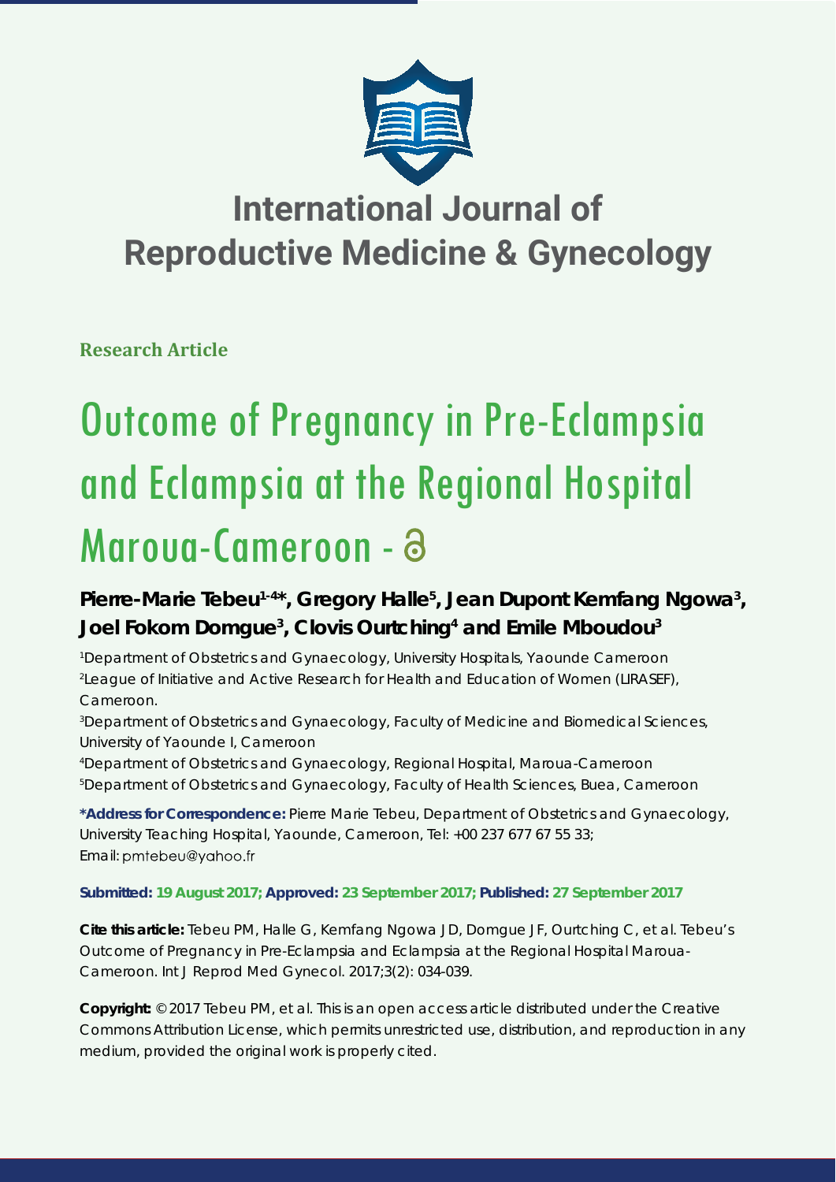# International Journal of Reproductive Medicine & Gynecology

**Research Article**

# Outcome of Pregnancy in Pre-Eclampsia and Eclampsia at the Regional Hospital Maroua-Cameroon -

**Pierre-Marie Tebeu[1-4]*, Gregory Halle[5], Jean Dupont Kemfang Ngowa[3], Joel Fokom Domgue[3], Clovis Ourtching[4] and Emile Mboudou[3]**

[1]Department of Obstetrics and Gynaecology, University Hospitals, Yaounde Cameroon
[2]League of Initiative and Active Research for Health and Education of Women (LIRASEF), Cameroon.
[3]Department of Obstetrics and Gynaecology, Faculty of Medicine and Biomedical Sciences, University of Yaounde I, Cameroon
[4]Department of Obstetrics and Gynaecology, Regional Hospital, Maroua-Cameroon
[5]Department of Obstetrics and Gynaecology, Faculty of Health Sciences, Buea, Cameroon

**\*Address for Correspondence:** Pierre Marie Tebeu, Department of Obstetrics and Gynaecology, University Teaching Hospital, Yaounde, Cameroon, Tel: +00 237 677 67 55 33; Email: pmtebeu@yahoo.fr

**Submitted: 19 August 2017; Approved: 23 September 2017; Published: 27 September 2017**

**Cite this article:** Tebeu PM, Halle G, Kemfang Ngowa JD, Domgue JF, Ourtching C, et al. Tebeu's Outcome of Pregnancy in Pre-Eclampsia and Eclampsia at the Regional Hospital Maroua-Cameroon. Int J Reprod Med Gynecol. 2017;3(2): 034-039.

**Copyright:** © 2017 Tebeu PM, et al. This is an open access article distributed under the Creative Commons Attribution License, which permits unrestricted use, distribution, and reproduction in any medium, provided the original work is properly cited.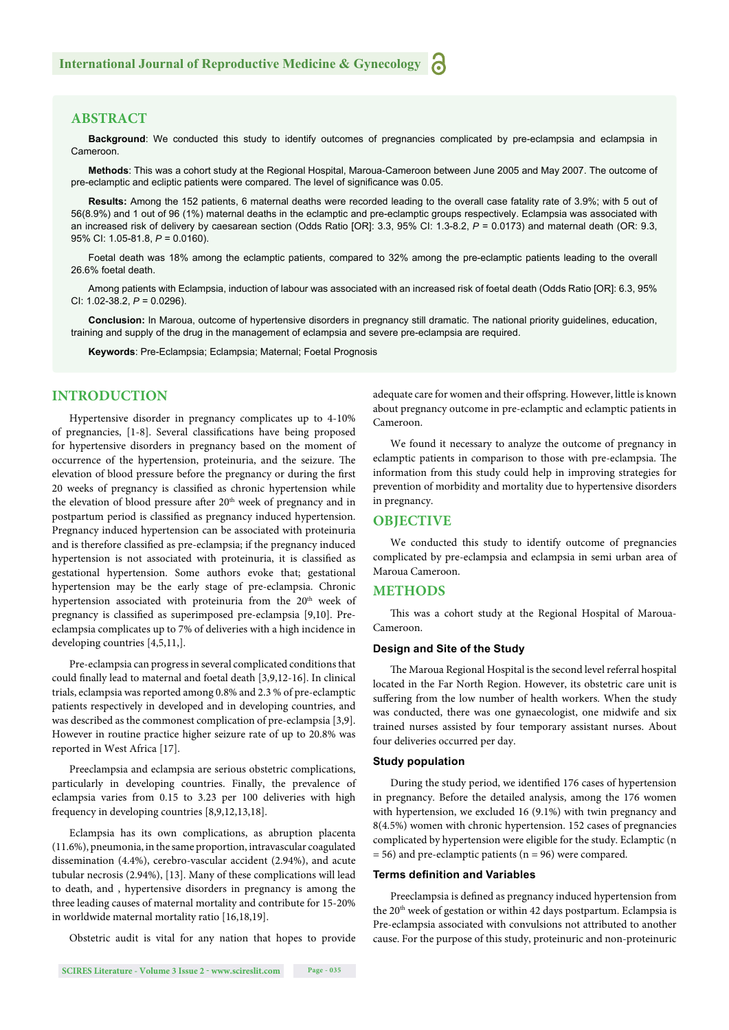## ABSTRACT

**Background**: We conducted this study to identify outcomes of pregnancies complicated by pre-eclampsia and eclampsia in Cameroon.

**Methods**: This was a cohort study at the Regional Hospital, Maroua-Cameroon between June 2005 and May 2007. The outcome of pre-eclamptic and ecliptic patients were compared. The level of significance was 0.05.

**Results:** Among the 152 patients, 6 maternal deaths were recorded leading to the overall case fatality rate of 3.9%; with 5 out of 56(8.9%) and 1 out of 96 (1%) maternal deaths in the eclamptic and pre-eclamptic groups respectively. Eclampsia was associated with an increased risk of delivery by caesarean section (Odds Ratio [OR]: 3.3, 95% CI: 1.3-8.2, *P* = 0.0173) and maternal death (OR: 9.3, 95% CI: 1.05-81.8, *P* = 0.0160).

Foetal death was 18% among the eclamptic patients, compared to 32% among the pre-eclamptic patients leading to the overall 26.6% foetal death.

Among patients with Eclampsia, induction of labour was associated with an increased risk of foetal death (Odds Ratio [OR]: 6.3, 95% CI: 1.02-38.2, *P* = 0.0296).

**Conclusion:** In Maroua, outcome of hypertensive disorders in pregnancy still dramatic. The national priority guidelines, education, training and supply of the drug in the management of eclampsia and severe pre-eclampsia are required.

**Keywords**: Pre-Eclampsia; Eclampsia; Maternal; Foetal Prognosis

## INTRODUCTION

Hypertensive disorder in pregnancy complicates up to 4-10% of pregnancies, [1-8]. Several classifications have being proposed for hypertensive disorders in pregnancy based on the moment of occurrence of the hypertension, proteinuria, and the seizure. The elevation of blood pressure before the pregnancy or during the first 20 weeks of pregnancy is classified as chronic hypertension while the elevation of blood pressure after 20th week of pregnancy and in postpartum period is classified as pregnancy induced hypertension. Pregnancy induced hypertension can be associated with proteinuria and is therefore classified as pre-eclampsia; if the pregnancy induced hypertension is not associated with proteinuria, it is classified as gestational hypertension. Some authors evoke that; gestational hypertension may be the early stage of pre-eclampsia. Chronic hypertension associated with proteinuria from the 20th week of pregnancy is classified as superimposed pre-eclampsia [9,10]. Pre-eclampsia complicates up to 7% of deliveries with a high incidence in developing countries [4,5,11,].

Pre-eclampsia can progress in several complicated conditions that could finally lead to maternal and foetal death [3,9,12-16]. In clinical trials, eclampsia was reported among 0.8% and 2.3 % of pre-eclamptic patients respectively in developed and in developing countries, and was described as the commonest complication of pre-eclampsia [3,9]. However in routine practice higher seizure rate of up to 20.8% was reported in West Africa [17].

Preeclampsia and eclampsia are serious obstetric complications, particularly in developing countries. Finally, the prevalence of eclampsia varies from 0.15 to 3.23 per 100 deliveries with high frequency in developing countries [8,9,12,13,18].

Eclampsia has its own complications, as abruption placenta (11.6%), pneumonia, in the same proportion, intravascular coagulated dissemination (4.4%), cerebro-vascular accident (2.94%), and acute tubular necrosis (2.94%), [13]. Many of these complications will lead to death, and , hypertensive disorders in pregnancy is among the three leading causes of maternal mortality and contribute for 15-20% in worldwide maternal mortality ratio [16,18,19].

Obstetric audit is vital for any nation that hopes to provide adequate care for women and their offspring. However, little is known about pregnancy outcome in pre-eclamptic and eclamptic patients in Cameroon.

We found it necessary to analyze the outcome of pregnancy in eclamptic patients in comparison to those with pre-eclampsia. The information from this study could help in improving strategies for prevention of morbidity and mortality due to hypertensive disorders in pregnancy.

## OBJECTIVE

We conducted this study to identify outcome of pregnancies complicated by pre-eclampsia and eclampsia in semi urban area of Maroua Cameroon.

## METHODS

This was a cohort study at the Regional Hospital of Maroua-Cameroon.

### Design and Site of the Study

The Maroua Regional Hospital is the second level referral hospital located in the Far North Region. However, its obstetric care unit is suffering from the low number of health workers. When the study was conducted, there was one gynaecologist, one midwife and six trained nurses assisted by four temporary assistant nurses. About four deliveries occurred per day.

### Study population

During the study period, we identified 176 cases of hypertension in pregnancy. Before the detailed analysis, among the 176 women with hypertension, we excluded 16 (9.1%) with twin pregnancy and 8(4.5%) women with chronic hypertension. 152 cases of pregnancies complicated by hypertension were eligible for the study. Eclamptic (n = 56) and pre-eclamptic patients (n = 96) were compared.

### Terms definition and Variables

Preeclampsia is defined as pregnancy induced hypertension from the 20th week of gestation or within 42 days postpartum. Eclampsia is Pre-eclampsia associated with convulsions not attributed to another cause. For the purpose of this study, proteinuric and non-proteinuric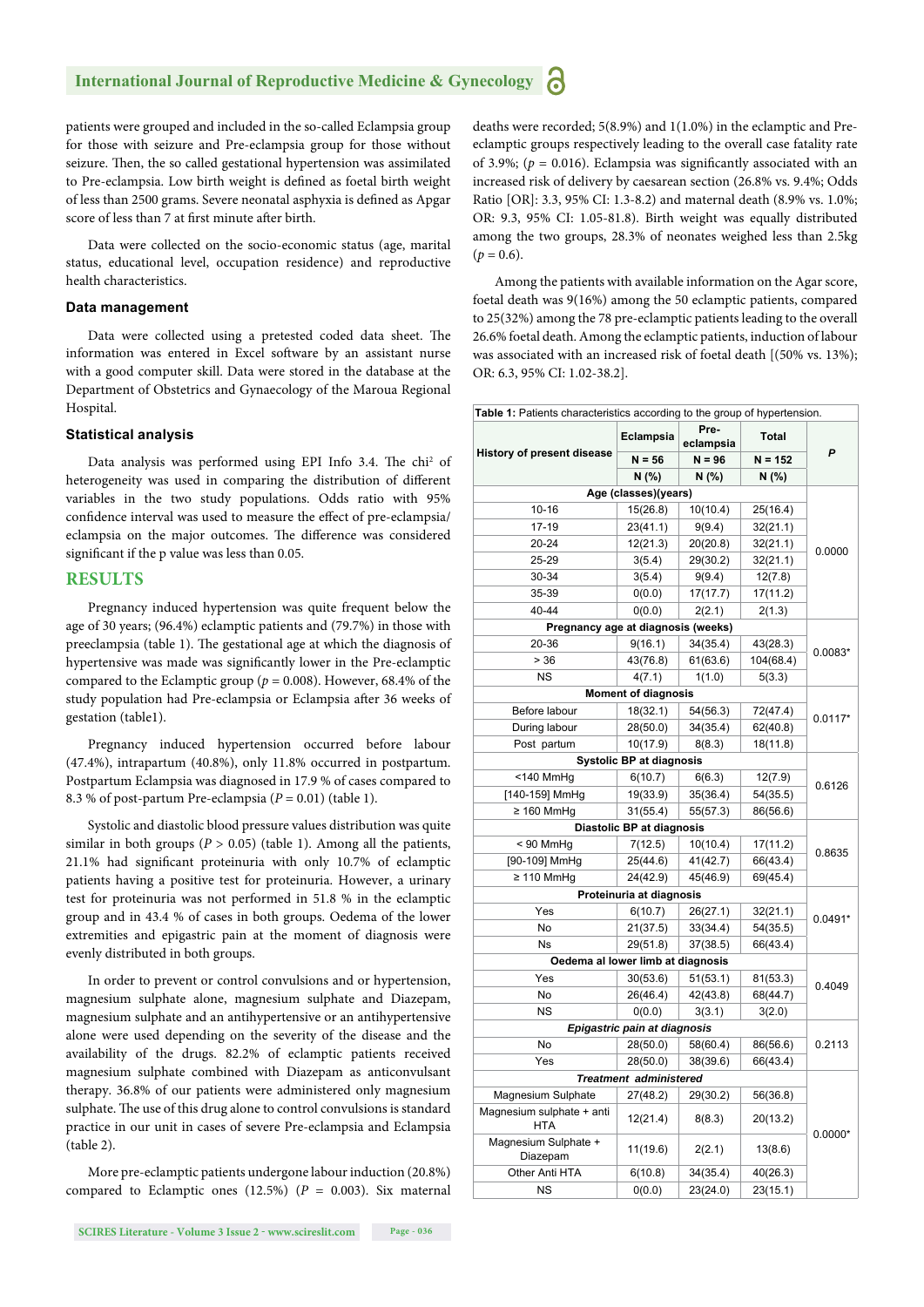patients were grouped and included in the so-called Eclampsia group for those with seizure and Pre-eclampsia group for those without seizure. Then, the so called gestational hypertension was assimilated to Pre-eclampsia. Low birth weight is defined as foetal birth weight of less than 2500 grams. Severe neonatal asphyxia is defined as Apgar score of less than 7 at first minute after birth.

Data were collected on the socio-economic status (age, marital status, educational level, occupation residence) and reproductive health characteristics.

### Data management

Data were collected using a pretested coded data sheet. The information was entered in Excel software by an assistant nurse with a good computer skill. Data were stored in the database at the Department of Obstetrics and Gynaecology of the Maroua Regional Hospital.

### Statistical analysis

Data analysis was performed using EPI Info 3.4. The chi$^2$ of heterogeneity was used in comparing the distribution of different variables in the two study populations. Odds ratio with 95% confidence interval was used to measure the effect of pre-eclampsia/ eclampsia on the major outcomes. The difference was considered significant if the p value was less than 0.05.

## RESULTS

Pregnancy induced hypertension was quite frequent below the age of 30 years; (96.4%) eclamptic patients and (79.7%) in those with preeclampsia (table 1). The gestational age at which the diagnosis of hypertensive was made was significantly lower in the Pre-eclamptic compared to the Eclamptic group ($p = 0.008$). However, 68.4% of the study population had Pre-eclampsia or Eclampsia after 36 weeks of gestation (table1).

Pregnancy induced hypertension occurred before labour (47.4%), intrapartum (40.8%), only 11.8% occurred in postpartum. Postpartum Eclampsia was diagnosed in 17.9 % of cases compared to 8.3 % of post-partum Pre-eclampsia ($P = 0.01$) (table 1).

Systolic and diastolic blood pressure values distribution was quite similar in both groups ($P > 0.05$) (table 1). Among all the patients, 21.1% had significant proteinuria with only 10.7% of eclamptic patients having a positive test for proteinuria. However, a urinary test for proteinuria was not performed in 51.8 % in the eclamptic group and in 43.4 % of cases in both groups. Oedema of the lower extremities and epigastric pain at the moment of diagnosis were evenly distributed in both groups.

In order to prevent or control convulsions and or hypertension, magnesium sulphate alone, magnesium sulphate and Diazepam, magnesium sulphate and an antihypertensive or an antihypertensive alone were used depending on the severity of the disease and the availability of the drugs. 82.2% of eclamptic patients received magnesium sulphate combined with Diazepam as anticonvulsant therapy. 36.8% of our patients were administered only magnesium sulphate. The use of this drug alone to control convulsions is standard practice in our unit in cases of severe Pre-eclampsia and Eclampsia (table 2).

More pre-eclamptic patients undergone labour induction (20.8%) compared to Eclamptic ones (12.5%) ($P = 0.003$). Six maternal deaths were recorded; 5(8.9%) and 1(1.0%) in the eclamptic and Pre-eclamptic groups respectively leading to the overall case fatality rate of 3.9%; ($p = 0.016$). Eclampsia was significantly associated with an increased risk of delivery by caesarean section (26.8% vs. 9.4%; Odds Ratio [OR]: 3.3, 95% CI: 1.3-8.2) and maternal death (8.9% vs. 1.0%; OR: 9.3, 95% CI: 1.05-81.8). Birth weight was equally distributed among the two groups, 28.3% of neonates weighed less than 2.5kg ($p = 0.6$).

Among the patients with available information on the Agar score, foetal death was 9(16%) among the 50 eclamptic patients, compared to 25(32%) among the 78 pre-eclamptic patients leading to the overall 26.6% foetal death. Among the eclamptic patients, induction of labour was associated with an increased risk of foetal death [(50% vs. 13%); OR: 6.3, 95% CI: 1.02-38.2].

**Table 1:** Patients characteristics according to the group of hypertension.

| History of present disease | Eclampsia | Pre-eclampsia | Total | P |
|---|---|---|---|---|
| | N = 56 | N = 96 | N = 152 | |
| | N (%) | N (%) | N (%) | |
| **Age (classes)(years)** | | | | |
| 10-16 | 15(26.8) | 10(10.4) | 25(16.4) | 0.0000 |
| 17-19 | 23(41.1) | 9(9.4) | 32(21.1) | |
| 20-24 | 12(21.3) | 20(20.8) | 32(21.1) | |
| 25-29 | 3(5.4) | 29(30.2) | 32(21.1) | |
| 30-34 | 3(5.4) | 9(9.4) | 12(7.8) | |
| 35-39 | 0(0.0) | 17(17.7) | 17(11.2) | |
| 40-44 | 0(0.0) | 2(2.1) | 2(1.3) | |
| **Pregnancy age at diagnosis (weeks)** | | | | |
| 20-36 | 9(16.1) | 34(35.4) | 43(28.3) | 0.0083* |
| > 36 | 43(76.8) | 61(63.6) | 104(68.4) | |
| NS | 4(7.1) | 1(1.0) | 5(3.3) | |
| **Moment of diagnosis** | | | | |
| Before labour | 18(32.1) | 54(56.3) | 72(47.4) | 0.0117* |
| During labour | 28(50.0) | 34(35.4) | 62(40.8) | |
| Post partum | 10(17.9) | 8(8.3) | 18(11.8) | |
| **Systolic BP at diagnosis** | | | | |
| <140 MmHg | 6(10.7) | 6(6.3) | 12(7.9) | 0.6126 |
| [140-159] MmHg | 19(33.9) | 35(36.4) | 54(35.5) | |
| ≥ 160 MmHg | 31(55.4) | 55(57.3) | 86(56.6) | |
| **Diastolic BP at diagnosis** | | | | |
| < 90 MmHg | 7(12.5) | 10(10.4) | 17(11.2) | 0.8635 |
| [90-109] MmHg | 25(44.6) | 41(42.7) | 66(43.4) | |
| ≥ 110 MmHg | 24(42.9) | 45(46.9) | 69(45.4) | |
| **Proteinuria at diagnosis** | | | | |
| Yes | 6(10.7) | 26(27.1) | 32(21.1) | 0.0491* |
| No | 21(37.5) | 33(34.4) | 54(35.5) | |
| Ns | 29(51.8) | 37(38.5) | 66(43.4) | |
| **Oedema al lower limb at diagnosis** | | | | |
| Yes | 30(53.6) | 51(53.1) | 81(53.3) | 0.4049 |
| No | 26(46.4) | 42(43.8) | 68(44.7) | |
| NS | 0(0.0) | 3(3.1) | 3(2.0) | |
| ***Epigastric pain at diagnosis*** | | | | |
| No | 28(50.0) | 58(60.4) | 86(56.6) | 0.2113 |
| Yes | 28(50.0) | 38(39.6) | 66(43.4) | |
| ***Treatment administered*** | | | | |
| Magnesium Sulphate | 27(48.2) | 29(30.2) | 56(36.8) | 0.0000* |
| Magnesium sulphate + anti HTA | 12(21.4) | 8(8.3) | 20(13.2) | |
| Magnesium Sulphate + Diazepam | 11(19.6) | 2(2.1) | 13(8.6) | |
| Other Anti HTA | 6(10.8) | 34(35.4) | 40(26.3) | |
| NS | 0(0.0) | 23(24.0) | 23(15.1) | |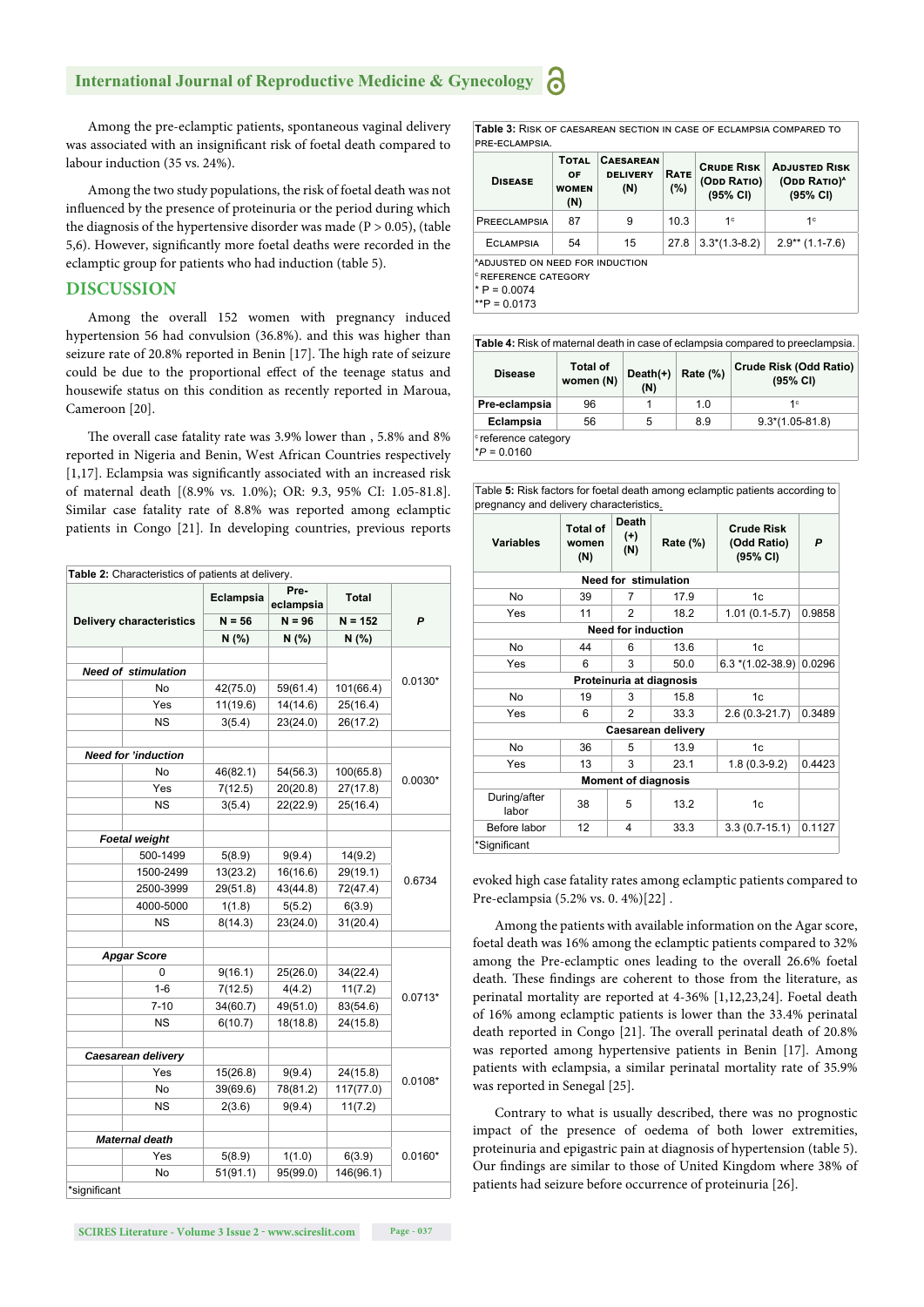Among the pre-eclamptic patients, spontaneous vaginal delivery was associated with an insignificant risk of foetal death compared to labour induction (35 vs. 24%).

Among the two study populations, the risk of foetal death was not influenced by the presence of proteinuria or the period during which the diagnosis of the hypertensive disorder was made (P > 0.05), (table 5,6). However, significantly more foetal deaths were recorded in the eclamptic group for patients who had induction (table 5).

## DISCUSSION

Among the overall 152 women with pregnancy induced hypertension 56 had convulsion (36.8%). and this was higher than seizure rate of 20.8% reported in Benin [17]. The high rate of seizure could be due to the proportional effect of the teenage status and housewife status on this condition as recently reported in Maroua, Cameroon [20].

The overall case fatality rate was 3.9% lower than , 5.8% and 8% reported in Nigeria and Benin, West African Countries respectively [1,17]. Eclampsia was significantly associated with an increased risk of maternal death [(8.9% vs. 1.0%); OR: 9.3, 95% CI: 1.05-81.8]. Similar case fatality rate of 8.8% was reported among eclamptic patients in Congo [21]. In developing countries, previous reports evoked high case fatality rates among eclamptic patients compared to Pre-eclampsia (5.2% vs. 0. 4%)[22] .

Table 2: Characteristics of patients at delivery.

| Delivery characteristics | | Eclampsia | Pre-eclampsia | Total | P |
|---|---|---|---|---|---|
| | | N = 56 | N = 96 | N = 152 | |
| | | N (%) | N (%) | N (%) | |
| ***Need of stimulation*** | | | | | 0.0130* |
| | No | 42(75.0) | 59(61.4) | 101(66.4) | |
| | Yes | 11(19.6) | 14(14.6) | 25(16.4) | |
| | NS | 3(5.4) | 23(24.0) | 26(17.2) | |
| ***Need for 'induction*** | | | | | 0.0030* |
| | No | 46(82.1) | 54(56.3) | 100(65.8) | |
| | Yes | 7(12.5) | 20(20.8) | 27(17.8) | |
| | NS | 3(5.4) | 22(22.9) | 25(16.4) | |
| ***Foetal weight*** | | | | | 0.6734 |
| | 500-1499 | 5(8.9) | 9(9.4) | 14(9.2) | |
| | 1500-2499 | 13(23.2) | 16(16.6) | 29(19.1) | |
| | 2500-3999 | 29(51.8) | 43(44.8) | 72(47.4) | |
| | 4000-5000 | 1(1.8) | 5(5.2) | 6(3.9) | |
| | NS | 8(14.3) | 23(24.0) | 31(20.4) | |
| ***Apgar Score*** | | | | | 0.0713* |
| | 0 | 9(16.1) | 25(26.0) | 34(22.4) | |
| | 1-6 | 7(12.5) | 4(4.2) | 11(7.2) | |
| | 7-10 | 34(60.7) | 49(51.0) | 83(54.6) | |
| | NS | 6(10.7) | 18(18.8) | 24(15.8) | |
| ***Caesarean delivery*** | | | | | 0.0108* |
| | Yes | 15(26.8) | 9(9.4) | 24(15.8) | |
| | No | 39(69.6) | 78(81.2) | 117(77.0) | |
| | NS | 2(3.6) | 9(9.4) | 11(7.2) | |
| ***Maternal death*** | | | | | 0.0160* |
| | Yes | 5(8.9) | 1(1.0) | 6(3.9) | |
| | No | 51(91.1) | 95(99.0) | 146(96.1) | |

*significant

Table 3: Risk of caesarean section in case of eclampsia compared to pre-eclampsia.

| Disease | Total of women (N) | Caesarean delivery (N) | Rate (%) | Crude Risk (Odd Ratio) (95% CI) | Adjusted Risk (Odd Ratio)[a] (95% CI) |
|---|---|---|---|---|---|
| Preeclampsia | 87 | 9 | 10.3 | 1[c] | 1[c] |
| Eclampsia | 54 | 15 | 27.8 | 3.3*(1.3-8.2) | 2.9** (1.1-7.6) |

[a]Adjusted on need for induction
[c]Reference category
* P = 0.0074
**P = 0.0173

Table 4: Risk of maternal death in case of eclampsia compared to preeclampsia.

| Disease | Total of women (N) | Death(+) (N) | Rate (%) | Crude Risk (Odd Ratio) (95% CI) |
|---|---|---|---|---|
| Pre-eclampsia | 96 | 1 | 1.0 | 1[c] |
| Eclampsia | 56 | 5 | 8.9 | 9.3*(1.05-81.8) |

[c]reference category
*P = 0.0160

Table 5: Risk factors for foetal death among eclamptic patients according to pregnancy and delivery characteristics.

| Variables | Total of women (N) | Death (+) (N) | Rate (%) | Crude Risk (Odd Ratio) (95% CI) | P |
|---|---|---|---|---|---|
| **Need for stimulation** | | | | | |
| No | 39 | 7 | 17.9 | 1c | |
| Yes | 11 | 2 | 18.2 | 1.01 (0.1-5.7) | 0.9858 |
| **Need for induction** | | | | | |
| No | 44 | 6 | 13.6 | 1c | |
| Yes | 6 | 3 | 50.0 | 6.3 *(1.02-38.9) | 0.0296 |
| **Proteinuria at diagnosis** | | | | | |
| No | 19 | 3 | 15.8 | 1c | |
| Yes | 6 | 2 | 33.3 | 2.6 (0.3-21.7) | 0.3489 |
| **Caesarean delivery** | | | | | |
| No | 36 | 5 | 13.9 | 1c | |
| Yes | 13 | 3 | 23.1 | 1.8 (0.3-9.2) | 0.4423 |
| **Moment of diagnosis** | | | | | |
| During/after labor | 38 | 5 | 13.2 | 1c | |
| Before labor | 12 | 4 | 33.3 | 3.3 (0.7-15.1) | 0.1127 |

*Significant

Among the patients with available information on the Agar score, foetal death was 16% among the eclamptic patients compared to 32% among the Pre-eclamptic ones leading to the overall 26.6% foetal death. These findings are coherent to those from the literature, as perinatal mortality are reported at 4-36% [1,12,23,24]. Foetal death of 16% among eclamptic patients is lower than the 33.4% perinatal death reported in Congo [21]. The overall perinatal death of 20.8% was reported among hypertensive patients in Benin [17]. Among patients with eclampsia, a similar perinatal mortality rate of 35.9% was reported in Senegal [25].

Contrary to what is usually described, there was no prognostic impact of the presence of oedema of both lower extremities, proteinuria and epigastric pain at diagnosis of hypertension (table 5). Our findings are similar to those of United Kingdom where 38% of patients had seizure before occurrence of proteinuria [26].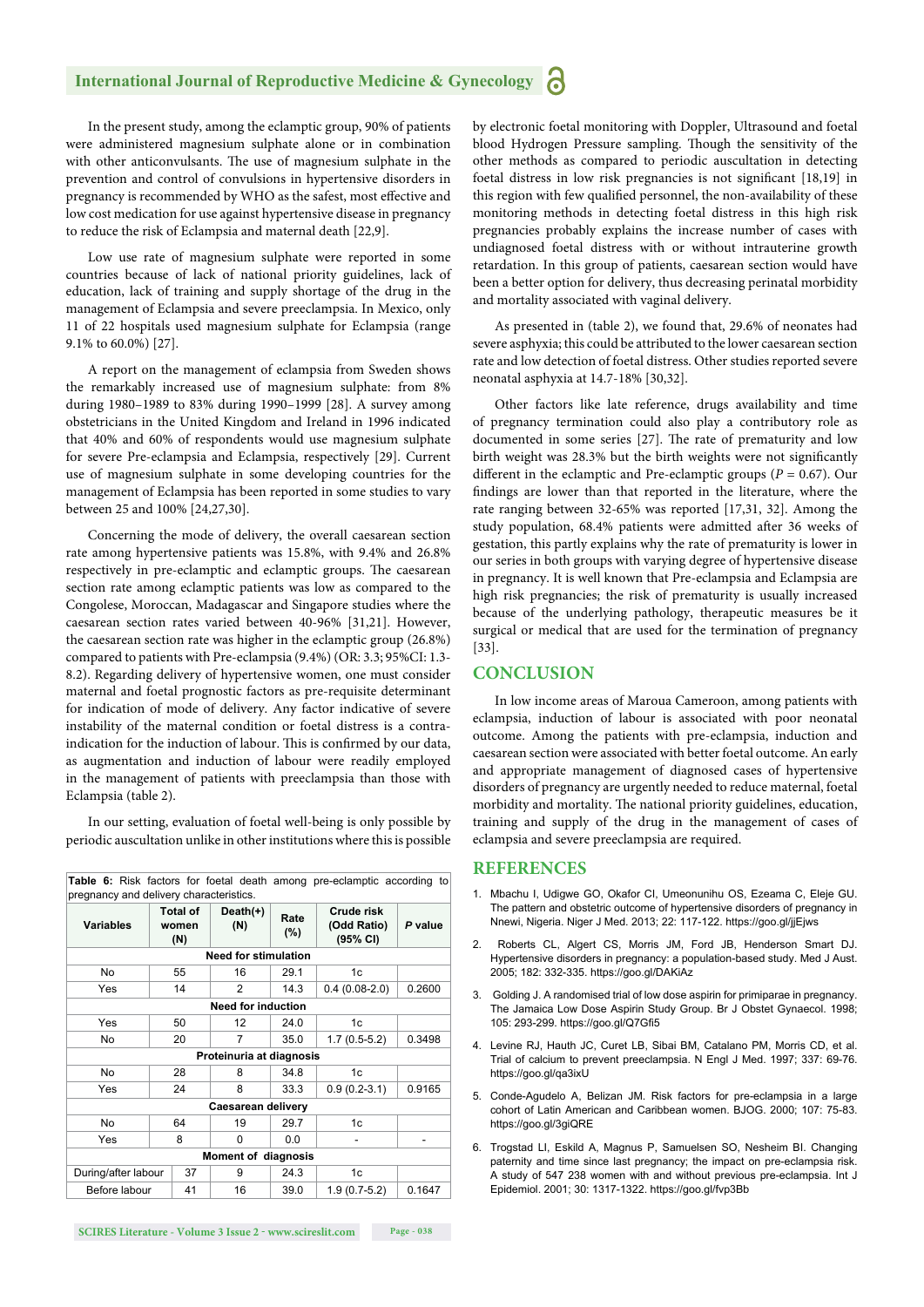In the present study, among the eclamptic group, 90% of patients were administered magnesium sulphate alone or in combination with other anticonvulsants. The use of magnesium sulphate in the prevention and control of convulsions in hypertensive disorders in pregnancy is recommended by WHO as the safest, most effective and low cost medication for use against hypertensive disease in pregnancy to reduce the risk of Eclampsia and maternal death [22,9].

Low use rate of magnesium sulphate were reported in some countries because of lack of national priority guidelines, lack of education, lack of training and supply shortage of the drug in the management of Eclampsia and severe preeclampsia. In Mexico, only 11 of 22 hospitals used magnesium sulphate for Eclampsia (range 9.1% to 60.0%) [27].

A report on the management of eclampsia from Sweden shows the remarkably increased use of magnesium sulphate: from 8% during 1980–1989 to 83% during 1990–1999 [28]. A survey among obstetricians in the United Kingdom and Ireland in 1996 indicated that 40% and 60% of respondents would use magnesium sulphate for severe Pre-eclampsia and Eclampsia, respectively [29]. Current use of magnesium sulphate in some developing countries for the management of Eclampsia has been reported in some studies to vary between 25 and 100% [24,27,30].

Concerning the mode of delivery, the overall caesarean section rate among hypertensive patients was 15.8%, with 9.4% and 26.8% respectively in pre-eclamptic and eclamptic groups. The caesarean section rate among eclamptic patients was low as compared to the Congolese, Moroccan, Madagascar and Singapore studies where the caesarean section rates varied between 40-96% [31,21]. However, the caesarean section rate was higher in the eclamptic group (26.8%) compared to patients with Pre-eclampsia (9.4%) (OR: 3.3; 95%CI: 1.3-8.2). Regarding delivery of hypertensive women, one must consider maternal and foetal prognostic factors as pre-requisite determinant for indication of mode of delivery. Any factor indicative of severe instability of the maternal condition or foetal distress is a contra-indication for the induction of labour. This is confirmed by our data, as augmentation and induction of labour were readily employed in the management of patients with preeclampsia than those with Eclampsia (table 2).

In our setting, evaluation of foetal well-being is only possible by periodic auscultation unlike in other institutions where this is possible by electronic foetal monitoring with Doppler, Ultrasound and foetal blood Hydrogen Pressure sampling. Though the sensitivity of the other methods as compared to periodic auscultation in detecting foetal distress in low risk pregnancies is not significant [18,19] in this region with few qualified personnel, the non-availability of these monitoring methods in detecting foetal distress in this high risk pregnancies probably explains the increase number of cases with undiagnosed foetal distress with or without intrauterine growth retardation. In this group of patients, caesarean section would have been a better option for delivery, thus decreasing perinatal morbidity and mortality associated with vaginal delivery.

As presented in (table 2), we found that, 29.6% of neonates had severe asphyxia; this could be attributed to the lower caesarean section rate and low detection of foetal distress. Other studies reported severe neonatal asphyxia at 14.7-18% [30,32].

Other factors like late reference, drugs availability and time of pregnancy termination could also play a contributory role as documented in some series [27]. The rate of prematurity and low birth weight was 28.3% but the birth weights were not significantly different in the eclamptic and Pre-eclamptic groups (*P* = 0.67). Our findings are lower than that reported in the literature, where the rate ranging between 32-65% was reported [17,31, 32]. Among the study population, 68.4% patients were admitted after 36 weeks of gestation, this partly explains why the rate of prematurity is lower in our series in both groups with varying degree of hypertensive disease in pregnancy. It is well known that Pre-eclampsia and Eclampsia are high risk pregnancies; the risk of prematurity is usually increased because of the underlying pathology, therapeutic measures be it surgical or medical that are used for the termination of pregnancy [33].

**Table 6:** Risk factors for foetal death among pre-eclamptic according to pregnancy and delivery characteristics.

| Variables | Total of women (N) | Death(+) (N) | Rate (%) | Crude risk (Odd Ratio) (95% CI) | *P* value |
|---|---|---|---|---|---|
| **Need for stimulation** | | | | | |
| No | 55 | 16 | 29.1 | 1c | |
| Yes | 14 | 2 | 14.3 | 0.4 (0.08-2.0) | 0.2600 |
| **Need for induction** | | | | | |
| Yes | 50 | 12 | 24.0 | 1c | |
| No | 20 | 7 | 35.0 | 1.7 (0.5-5.2) | 0.3498 |
| **Proteinuria at diagnosis** | | | | | |
| No | 28 | 8 | 34.8 | 1c | |
| Yes | 24 | 8 | 33.3 | 0.9 (0.2-3.1) | 0.9165 |
| **Caesarean delivery** | | | | | |
| No | 64 | 19 | 29.7 | 1c | |
| Yes | 8 | 0 | 0.0 | - | - |
| **Moment of diagnosis** | | | | | |
| During/after labour | 37 | 9 | 24.3 | 1c | |
| Before labour | 41 | 16 | 39.0 | 1.9 (0.7-5.2) | 0.1647 |

## CONCLUSION

In low income areas of Maroua Cameroon, among patients with eclampsia, induction of labour is associated with poor neonatal outcome. Among the patients with pre-eclampsia, induction and caesarean section were associated with better foetal outcome. An early and appropriate management of diagnosed cases of hypertensive disorders of pregnancy are urgently needed to reduce maternal, foetal morbidity and mortality. The national priority guidelines, education, training and supply of the drug in the management of cases of eclampsia and severe preeclampsia are required.

## REFERENCES

1. Mbachu I, Udigwe GO, Okafor CI, Umeonunihu OS, Ezeama C, Eleje GU. The pattern and obstetric outcome of hypertensive disorders of pregnancy in Nnewi, Nigeria. Niger J Med. 2013; 22: 117-122. https://goo.gl/jjEjws
2. Roberts CL, Algert CS, Morris JM, Ford JB, Henderson Smart DJ. Hypertensive disorders in pregnancy: a population-based study. Med J Aust. 2005; 182: 332-335. https://goo.gl/DAKiAz
3. Golding J. A randomised trial of low dose aspirin for primiparae in pregnancy. The Jamaica Low Dose Aspirin Study Group. Br J Obstet Gynaecol. 1998; 105: 293-299. https://goo.gl/Q7Gfi5
4. Levine RJ, Hauth JC, Curet LB, Sibai BM, Catalano PM, Morris CD, et al. Trial of calcium to prevent preeclampsia. N Engl J Med. 1997; 337: 69-76. https://goo.gl/qa3ixU
5. Conde-Agudelo A, Belizan JM. Risk factors for pre-eclampsia in a large cohort of Latin American and Caribbean women. BJOG. 2000; 107: 75-83. https://goo.gl/3giQRE
6. Trogstad LI, Eskild A, Magnus P, Samuelsen SO, Nesheim BI. Changing paternity and time since last pregnancy; the impact on pre-eclampsia risk. A study of 547 238 women with and without previous pre-eclampsia. Int J Epidemiol. 2001; 30: 1317-1322. https://goo.gl/fvp3Bb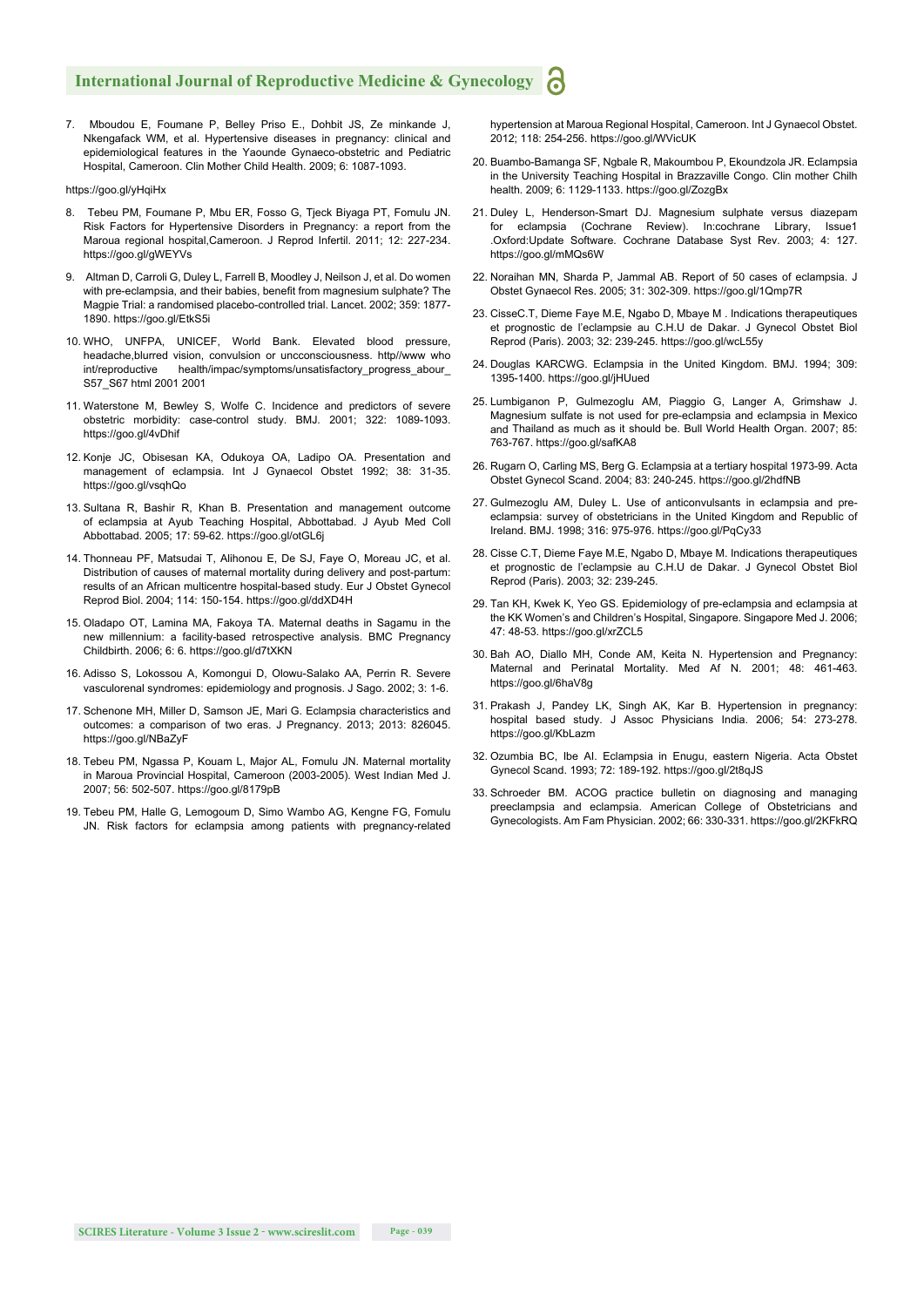7. Mboudou E, Foumane P, Belley Priso E., Dohbit JS, Ze minkande J, Nkengafack WM, et al. Hypertensive diseases in pregnancy: clinical and epidemiological features in the Yaounde Gynaeco-obstetric and Pediatric Hospital, Cameroon. Clin Mother Child Health. 2009; 6: 1087-1093.

https://goo.gl/yHqiHx

8. Tebeu PM, Foumane P, Mbu ER, Fosso G, Tjeck Biyaga PT, Fomulu JN. Risk Factors for Hypertensive Disorders in Pregnancy: a report from the Maroua regional hospital,Cameroon. J Reprod Infertil. 2011; 12: 227-234. https://goo.gl/gWEYVs

9. Altman D, Carroli G, Duley L, Farrell B, Moodley J, Neilson J, et al. Do women with pre-eclampsia, and their babies, benefit from magnesium sulphate? The Magpie Trial: a randomised placebo-controlled trial. Lancet. 2002; 359: 1877-1890. https://goo.gl/EtkS5i

10. WHO, UNFPA, UNICEF, World Bank. Elevated blood pressure, headache,blurred vision, convulsion or uncconsciousness. http//www who int/reproductive health/impac/symptoms/unsatisfactory_progress_abour_ S57_S67 html 2001 2001

11. Waterstone M, Bewley S, Wolfe C. Incidence and predictors of severe obstetric morbidity: case-control study. BMJ. 2001; 322: 1089-1093. https://goo.gl/4vDhif

12. Konje JC, Obisesan KA, Odukoya OA, Ladipo OA. Presentation and management of eclampsia. Int J Gynaecol Obstet 1992; 38: 31-35. https://goo.gl/vsqhQo

13. Sultana R, Bashir R, Khan B. Presentation and management outcome of eclampsia at Ayub Teaching Hospital, Abbottabad. J Ayub Med Coll Abbottabad. 2005; 17: 59-62. https://goo.gl/otGL6j

14. Thonneau PF, Matsudai T, Alihonou E, De SJ, Faye O, Moreau JC, et al. Distribution of causes of maternal mortality during delivery and post-partum: results of an African multicentre hospital-based study. Eur J Obstet Gynecol Reprod Biol. 2004; 114: 150-154. https://goo.gl/ddXD4H

15. Oladapo OT, Lamina MA, Fakoya TA. Maternal deaths in Sagamu in the new millennium: a facility-based retrospective analysis. BMC Pregnancy Childbirth. 2006; 6: 6. https://goo.gl/d7tXKN

16. Adisso S, Lokossou A, Komongui D, Olowu-Salako AA, Perrin R. Severe vasculorenal syndromes: epidemiology and prognosis. J Sago. 2002; 3: 1-6.

17. Schenone MH, Miller D, Samson JE, Mari G. Eclampsia characteristics and outcomes: a comparison of two eras. J Pregnancy. 2013; 2013: 826045. https://goo.gl/NBaZyF

18. Tebeu PM, Ngassa P, Kouam L, Major AL, Fomulu JN. Maternal mortality in Maroua Provincial Hospital, Cameroon (2003-2005). West Indian Med J. 2007; 56: 502-507. https://goo.gl/8179pB

19. Tebeu PM, Halle G, Lemogoum D, Simo Wambo AG, Kengne FG, Fomulu JN. Risk factors for eclampsia among patients with pregnancy-related hypertension at Maroua Regional Hospital, Cameroon. Int J Gynaecol Obstet. 2012; 118: 254-256. https://goo.gl/WVicUK

20. Buambo-Bamanga SF, Ngbale R, Makoumbou P, Ekoundzola JR. Eclampsia in the University Teaching Hospital in Brazzaville Congo. Clin mother Chilh health. 2009; 6: 1129-1133. https://goo.gl/ZozgBx

21. Duley L, Henderson-Smart DJ. Magnesium sulphate versus diazepam for eclampsia (Cochrane Review). In:cochrane Library, Issue1 .Oxford:Update Software. Cochrane Database Syst Rev. 2003; 4: 127. https://goo.gl/mMQs6W

22. Noraihan MN, Sharda P, Jammal AB. Report of 50 cases of eclampsia. J Obstet Gynaecol Res. 2005; 31: 302-309. https://goo.gl/1Qmp7R

23. CisseC.T, Dieme Faye M.E, Ngabo D, Mbaye M . Indications therapeutiques et prognostic de l'eclampsie au C.H.U de Dakar. J Gynecol Obstet Biol Reprod (Paris). 2003; 32: 239-245. https://goo.gl/wcL55y

24. Douglas KARCWG. Eclampsia in the United Kingdom. BMJ. 1994; 309: 1395-1400. https://goo.gl/jHUued

25. Lumbiganon P, Gulmezoglu AM, Piaggio G, Langer A, Grimshaw J. Magnesium sulfate is not used for pre-eclampsia and eclampsia in Mexico and Thailand as much as it should be. Bull World Health Organ. 2007; 85: 763-767. https://goo.gl/safKA8

26. Rugarn O, Carling MS, Berg G. Eclampsia at a tertiary hospital 1973-99. Acta Obstet Gynecol Scand. 2004; 83: 240-245. https://goo.gl/2hdfNB

27. Gulmezoglu AM, Duley L. Use of anticonvulsants in eclampsia and pre-eclampsia: survey of obstetricians in the United Kingdom and Republic of Ireland. BMJ. 1998; 316: 975-976. https://goo.gl/PqCy33

28. Cisse C.T, Dieme Faye M.E, Ngabo D, Mbaye M. Indications therapeutiques et prognostic de l'eclampsie au C.H.U de Dakar. J Gynecol Obstet Biol Reprod (Paris). 2003; 32: 239-245.

29. Tan KH, Kwek K, Yeo GS. Epidemiology of pre-eclampsia and eclampsia at the KK Women's and Children's Hospital, Singapore. Singapore Med J. 2006; 47: 48-53. https://goo.gl/xrZCL5

30. Bah AO, Diallo MH, Conde AM, Keita N. Hypertension and Pregnancy: Maternal and Perinatal Mortality. Med Af N. 2001; 48: 461-463. https://goo.gl/6haV8g

31. Prakash J, Pandey LK, Singh AK, Kar B. Hypertension in pregnancy: hospital based study. J Assoc Physicians India. 2006; 54: 273-278. https://goo.gl/KbLazm

32. Ozumbia BC, Ibe AI. Eclampsia in Enugu, eastern Nigeria. Acta Obstet Gynecol Scand. 1993; 72: 189-192. https://goo.gl/2t8qJS

33. Schroeder BM. ACOG practice bulletin on diagnosing and managing preeclampsia and eclampsia. American College of Obstetricians and Gynecologists. Am Fam Physician. 2002; 66: 330-331. https://goo.gl/2KFkRQ